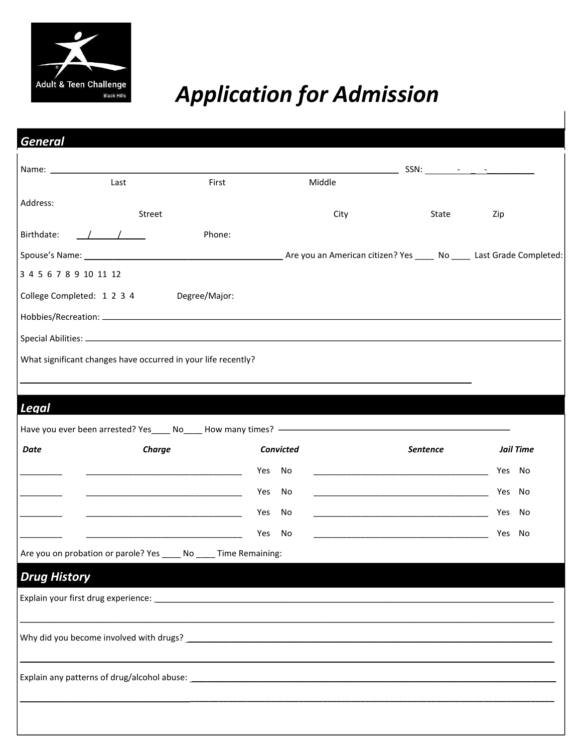Adult & Teen Challenge
Black Hills

# Application for Admission

## General

Name: ____________________________________________ SSN: ______-____-__________

Last First Middle

Address:

Street City State Zip

Birthdate: __/____/_____ Phone:

Spouse's Name: ______________________________ Are you an American citizen? Yes ____ No ____ Last Grade Completed: 3 4 5 6 7 8 9 10 11 12

College Completed: 1 2 3 4 Degree/Major:

Hobbies/Recreation: ____________________________________________

Special Abilities: ____________________________________________

What significant changes have occurred in your life recently?

____________________________________________

## Legal

Have you ever been arrested? Yes____ No____ How many times? ____________________

| *Date* | *Charge* | *Convicted* | *Sentence* | *Jail Time* |
|---|---|---|---|---|
| _________ | ______________________ | Yes No | ______________________ | Yes No |
| _________ | ______________________ | Yes No | ______________________ | Yes No |
| _________ | ______________________ | Yes No | ______________________ | Yes No |
| _________ | ______________________ | Yes No | ______________________ | Yes No |

Are you on probation or parole? Yes ____ No ____ Time Remaining:

## Drug History

Explain your first drug experience: ____________________________________________

____________________________________________

Why did you become involved with drugs? ____________________________________________

____________________________________________

Explain any patterns of drug/alcohol abuse: ____________________________________________

____________________________________________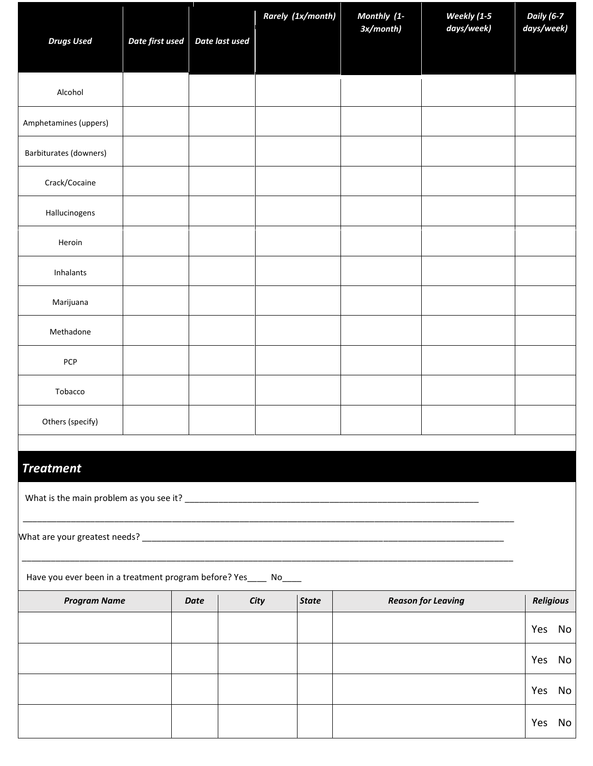| ***Drugs Used*** | ***Date first used*** | ***Date last used*** | ***Rarely (1x/month)*** | ***Monthly (1-3x/month)*** | ***Weekly (1-5 days/week)*** | ***Daily (6-7 days/week)*** |
|---|---|---|---|---|---|---|
| Alcohol | | | | | | |
| Amphetamines (uppers) | | | | | | |
| Barbiturates (downers) | | | | | | |
| Crack/Cocaine | | | | | | |
| Hallucinogens | | | | | | |
| Heroin | | | | | | |
| Inhalants | | | | | | |
| Marijuana | | | | | | |
| Methadone | | | | | | |
| PCP | | | | | | |
| Tobacco | | | | | | |
| Others (specify) | | | | | | |

## *Treatment*

What is the main problem as you see it? _______________________________________________________________

___________________________________________________________________________________________________

What are your greatest needs? ___________________________________________________________________________

___________________________________________________________________________________________________

Have you ever been in a treatment program before? Yes____ No____

| ***Program Name*** | ***Date*** | ***City*** | ***State*** | ***Reason for Leaving*** | ***Religious*** |
|---|---|---|---|---|---|
| | | | | | Yes No |
| | | | | | Yes No |
| | | | | | Yes No |
| | | | | | Yes No |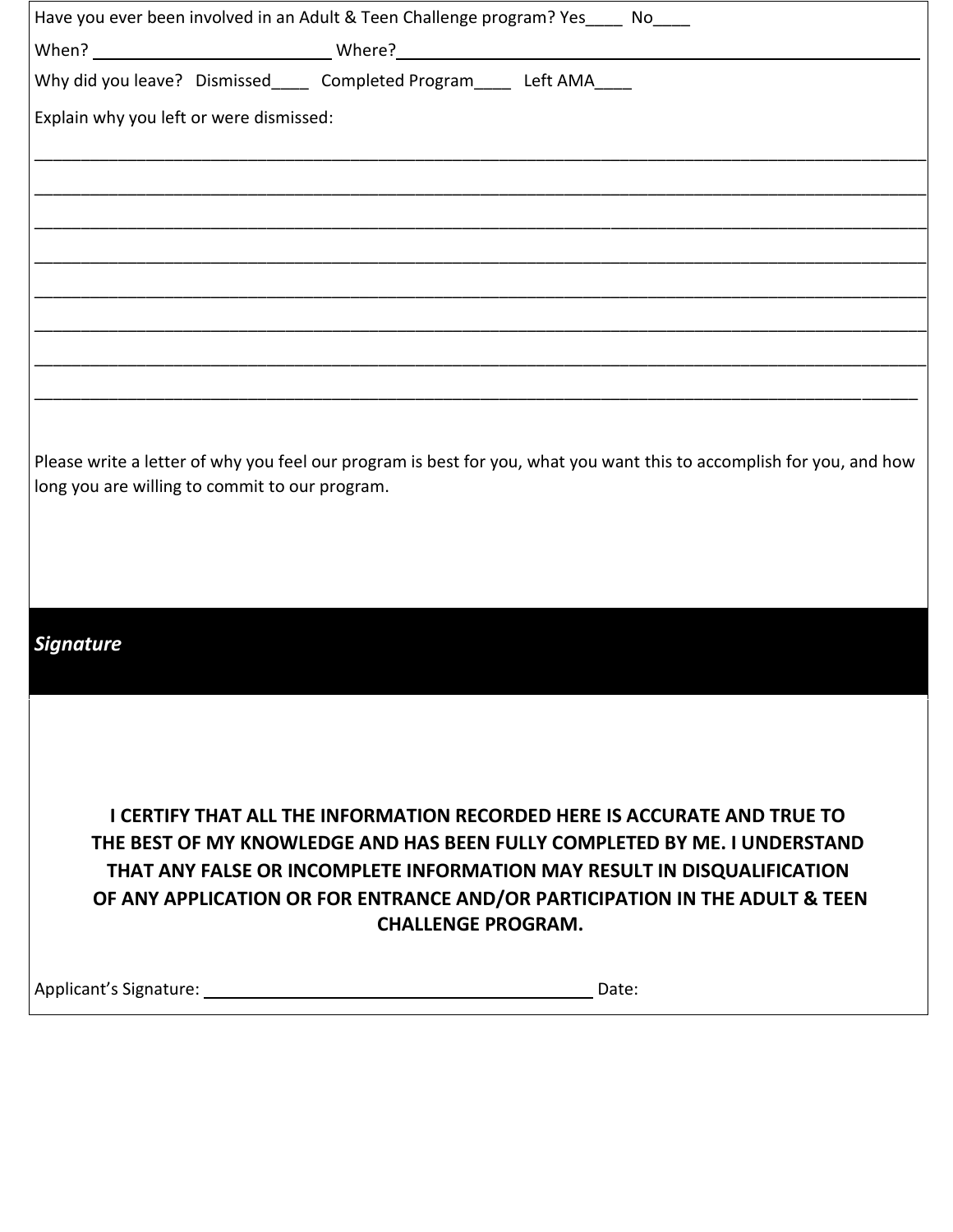Have you ever been involved in an Adult & Teen Challenge program? Yes____ No____

When? ________________________ Where? ________________________________________________

Why did you leave? Dismissed____ Completed Program____ Left AMA____

Explain why you left or were dismissed:

________________________________________________________________________________________

________________________________________________________________________________________

________________________________________________________________________________________

________________________________________________________________________________________

________________________________________________________________________________________

________________________________________________________________________________________

________________________________________________________________________________________

________________________________________________________________________________________

Please write a letter of why you feel our program is best for you, what you want this to accomplish for you, and how long you are willing to commit to our program.

## *Signature*

**I CERTIFY THAT ALL THE INFORMATION RECORDED HERE IS ACCURATE AND TRUE TO THE BEST OF MY KNOWLEDGE AND HAS BEEN FULLY COMPLETED BY ME. I UNDERSTAND THAT ANY FALSE OR INCOMPLETE INFORMATION MAY RESULT IN DISQUALIFICATION OF ANY APPLICATION OR FOR ENTRANCE AND/OR PARTICIPATION IN THE ADULT & TEEN CHALLENGE PROGRAM.**

Applicant's Signature: ________________________________________ Date: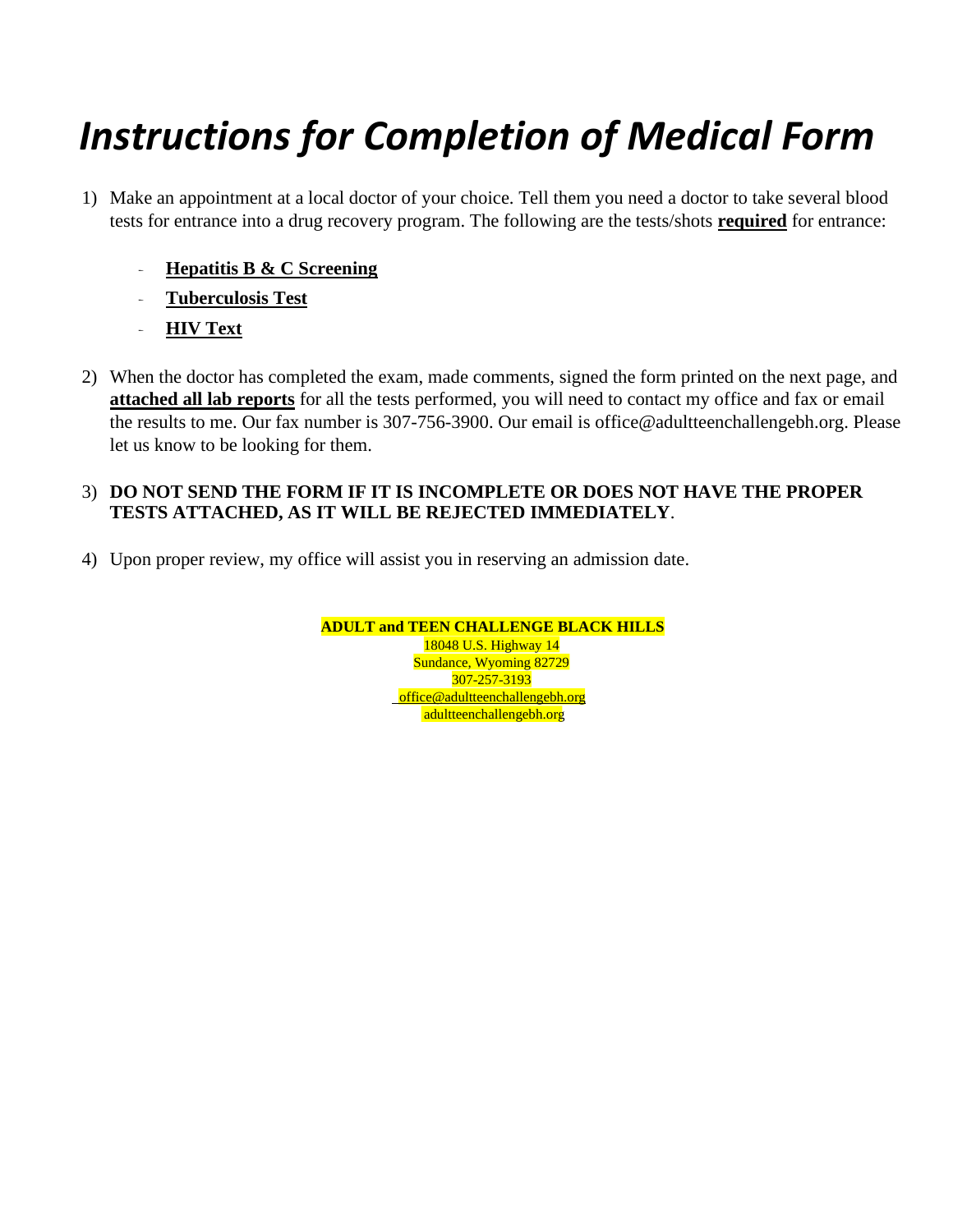# *Instructions for Completion of Medical Form*

1) Make an appointment at a local doctor of your choice. Tell them you need a doctor to take several blood tests for entrance into a drug recovery program. The following are the tests/shots **required** for entrance:

   - **Hepatitis B & C Screening**
   - **Tuberculosis Test**
   - **HIV Text**

2) When the doctor has completed the exam, made comments, signed the form printed on the next page, and **attached all lab reports** for all the tests performed, you will need to contact my office and fax or email the results to me. Our fax number is 307-756-3900. Our email is office@adultteenchallengebh.org. Please let us know to be looking for them.

3) **DO NOT SEND THE FORM IF IT IS INCOMPLETE OR DOES NOT HAVE THE PROPER TESTS ATTACHED, AS IT WILL BE REJECTED IMMEDIATELY**.

4) Upon proper review, my office will assist you in reserving an admission date.

**ADULT and TEEN CHALLENGE BLACK HILLS**
18048 U.S. Highway 14
Sundance, Wyoming 82729
307-257-3193
office@adultteenchallengebh.org
adultteenchallengebh.org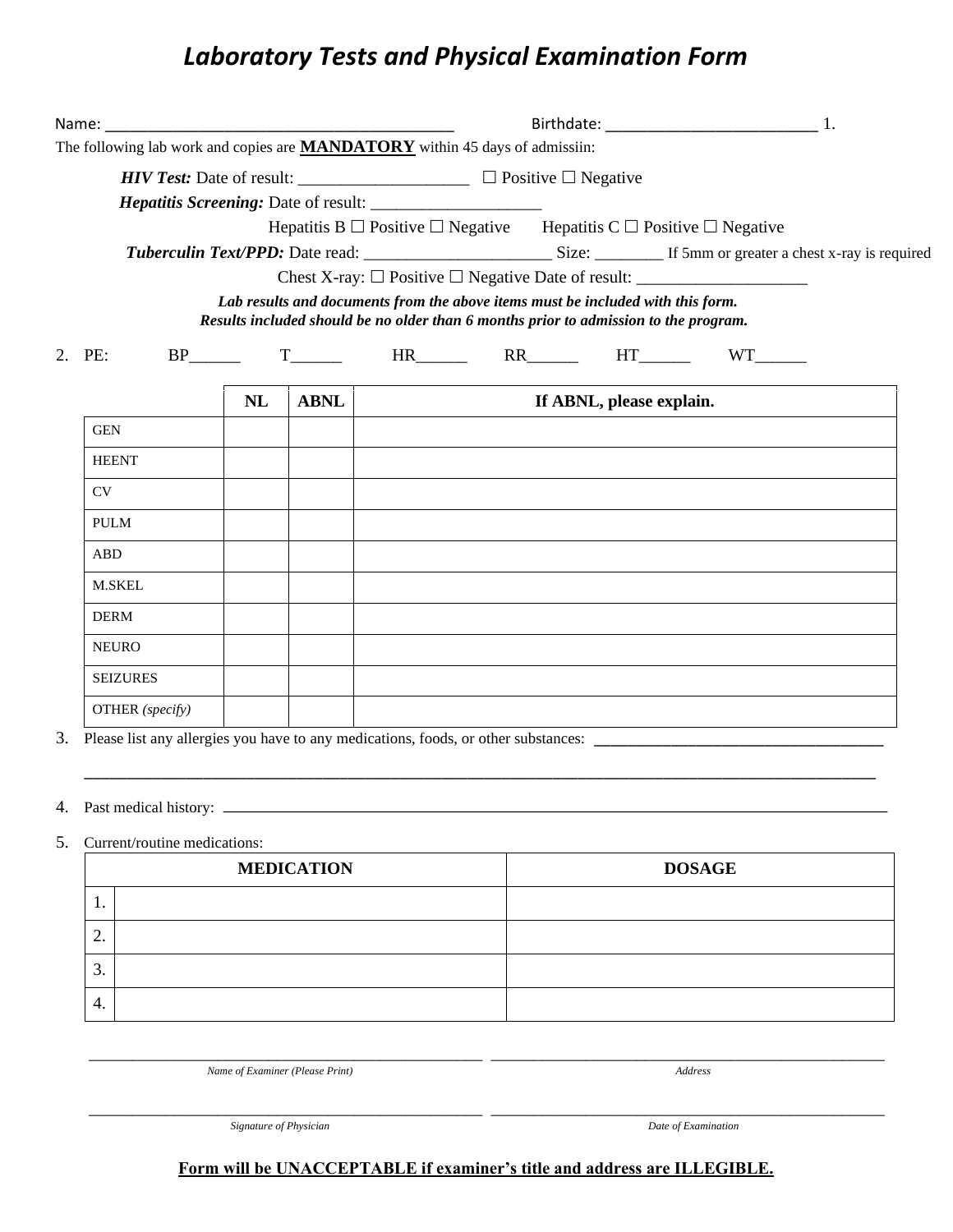# *Laboratory Tests and Physical Examination Form*

Name: ___________________________________________ Birthdate: __________________________ 1.

The following lab work and copies are **MANDATORY** within 45 days of admissiin:

***HIV Test:*** Date of result: ____________________ ☐ Positive ☐ Negative

***Hepatitis Screening:*** Date of result: ____________________

Hepatitis B ☐ Positive ☐ Negative Hepatitis C ☐ Positive ☐ Negative

***Tuberculin Text/PPD:*** Date read: ______________________ Size: ________ If 5mm or greater a chest x-ray is required

Chest X-ray: ☐ Positive ☐ Negative Date of result: ____________________

***Lab results and documents from the above items must be included with this form.***
***Results included should be no older than 6 months prior to admission to the program.***

2. PE: BP______ T______ HR______ RR______ HT______ WT______

| | NL | ABNL | If ABNL, please explain. |
|---|---|---|---|
| GEN | | | |
| HEENT | | | |
| CV | | | |
| PULM | | | |
| ABD | | | |
| M.SKEL | | | |
| DERM | | | |
| NEURO | | | |
| SEIZURES | | | |
| OTHER *(specify)* | | | |

3. Please list any allergies you have to any medications, foods, or other substances: ____________________________________

_____________________________________________________________________________________________

4. Past medical history: _____________________________________________________________________________

5. Current/routine medications:

| MEDICATION | | DOSAGE |
|---|---|---|
| 1. | | |
| 2. | | |
| 3. | | |
| 4. | | |

_____________________________________________ _____________________________________________
*Name of Examiner (Please Print)* *Address*

_____________________________________________ _____________________________________________
*Signature of Physician* *Date of Examination*

**Form will be UNACCEPTABLE if examiner's title and address are ILLEGIBLE.**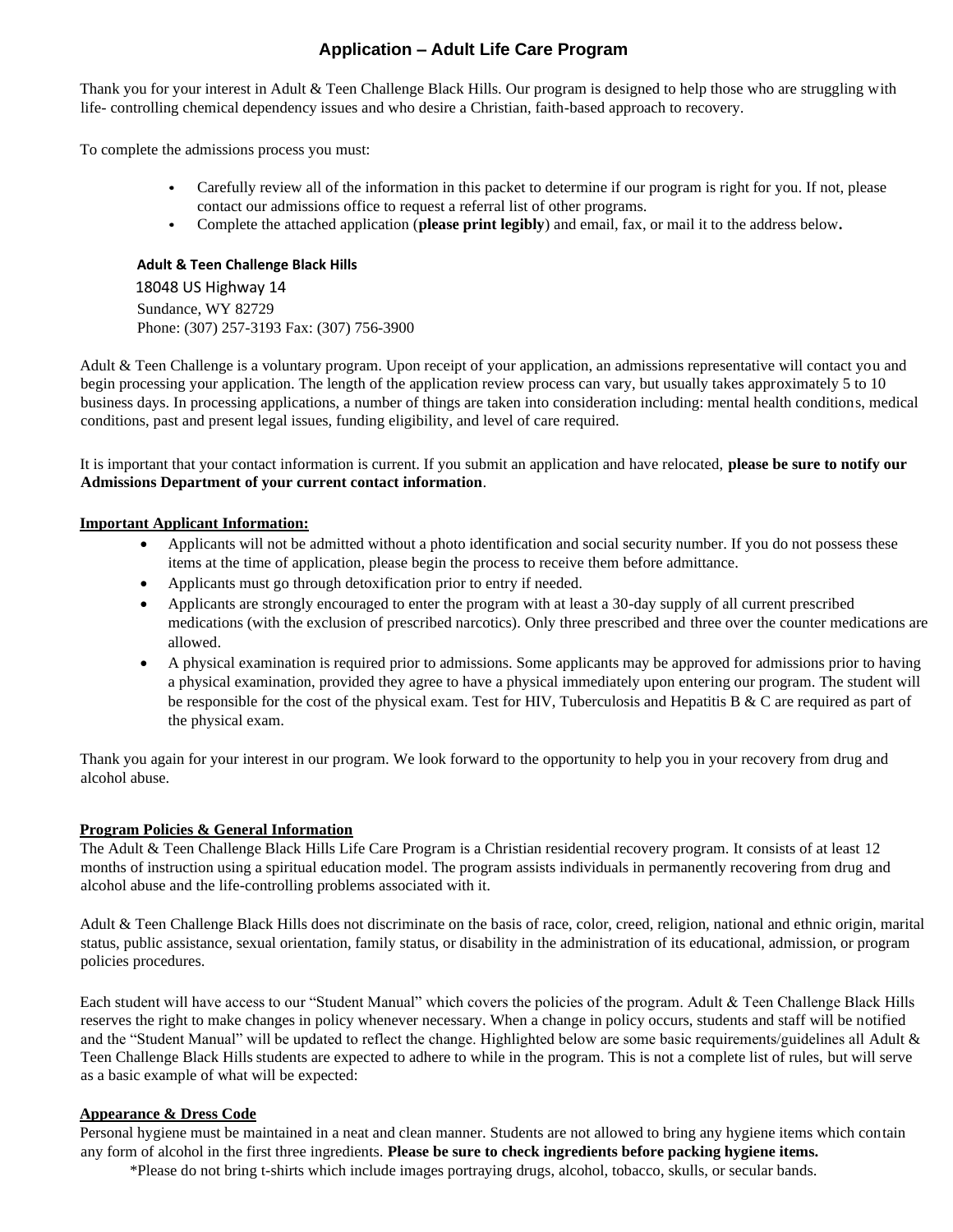## Application – Adult Life Care Program

Thank you for your interest in Adult & Teen Challenge Black Hills. Our program is designed to help those who are struggling with life- controlling chemical dependency issues and who desire a Christian, faith-based approach to recovery.

To complete the admissions process you must:

- Carefully review all of the information in this packet to determine if our program is right for you. If not, please contact our admissions office to request a referral list of other programs.
- Complete the attached application (**please print legibly**) and email, fax, or mail it to the address below**.**

**Adult & Teen Challenge Black Hills**
18048 US Highway 14
Sundance, WY 82729
Phone: (307) 257-3193 Fax: (307) 756-3900

Adult & Teen Challenge is a voluntary program. Upon receipt of your application, an admissions representative will contact you and begin processing your application. The length of the application review process can vary, but usually takes approximately 5 to 10 business days. In processing applications, a number of things are taken into consideration including: mental health conditions, medical conditions, past and present legal issues, funding eligibility, and level of care required.

It is important that your contact information is current. If you submit an application and have relocated, **please be sure to notify our Admissions Department of your current contact information**.

**Important Applicant Information:**

- Applicants will not be admitted without a photo identification and social security number. If you do not possess these items at the time of application, please begin the process to receive them before admittance.
- Applicants must go through detoxification prior to entry if needed.
- Applicants are strongly encouraged to enter the program with at least a 30-day supply of all current prescribed medications (with the exclusion of prescribed narcotics). Only three prescribed and three over the counter medications are allowed.
- A physical examination is required prior to admissions. Some applicants may be approved for admissions prior to having a physical examination, provided they agree to have a physical immediately upon entering our program. The student will be responsible for the cost of the physical exam. Test for HIV, Tuberculosis and Hepatitis B & C are required as part of the physical exam.

Thank you again for your interest in our program. We look forward to the opportunity to help you in your recovery from drug and alcohol abuse.

**Program Policies & General Information**

The Adult & Teen Challenge Black Hills Life Care Program is a Christian residential recovery program. It consists of at least 12 months of instruction using a spiritual education model. The program assists individuals in permanently recovering from drug and alcohol abuse and the life-controlling problems associated with it.

Adult & Teen Challenge Black Hills does not discriminate on the basis of race, color, creed, religion, national and ethnic origin, marital status, public assistance, sexual orientation, family status, or disability in the administration of its educational, admission, or program policies procedures.

Each student will have access to our "Student Manual" which covers the policies of the program. Adult & Teen Challenge Black Hills reserves the right to make changes in policy whenever necessary. When a change in policy occurs, students and staff will be notified and the "Student Manual" will be updated to reflect the change. Highlighted below are some basic requirements/guidelines all Adult & Teen Challenge Black Hills students are expected to adhere to while in the program. This is not a complete list of rules, but will serve as a basic example of what will be expected:

**Appearance & Dress Code**

Personal hygiene must be maintained in a neat and clean manner. Students are not allowed to bring any hygiene items which contain any form of alcohol in the first three ingredients. **Please be sure to check ingredients before packing hygiene items.**

*Please do not bring t-shirts which include images portraying drugs, alcohol, tobacco, skulls, or secular bands.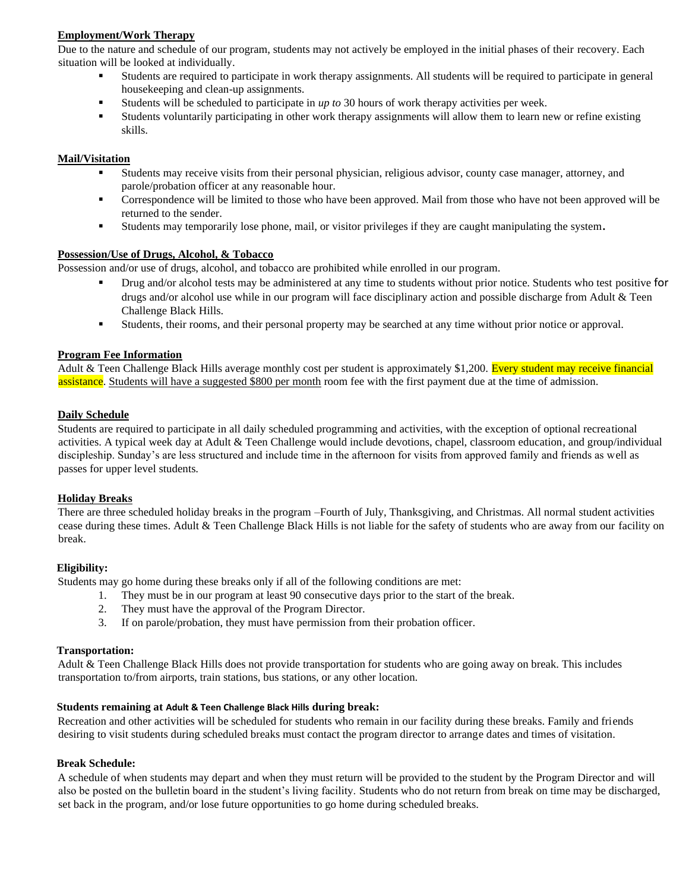**Employment/Work Therapy**

Due to the nature and schedule of our program, students may not actively be employed in the initial phases of their recovery. Each situation will be looked at individually.

- Students are required to participate in work therapy assignments. All students will be required to participate in general housekeeping and clean-up assignments.
- Students will be scheduled to participate in *up to* 30 hours of work therapy activities per week.
- Students voluntarily participating in other work therapy assignments will allow them to learn new or refine existing skills.

**Mail/Visitation**

- Students may receive visits from their personal physician, religious advisor, county case manager, attorney, and parole/probation officer at any reasonable hour.
- Correspondence will be limited to those who have been approved. Mail from those who have not been approved will be returned to the sender.
- Students may temporarily lose phone, mail, or visitor privileges if they are caught manipulating the system.

**Possession/Use of Drugs, Alcohol, & Tobacco**

Possession and/or use of drugs, alcohol, and tobacco are prohibited while enrolled in our program.

- Drug and/or alcohol tests may be administered at any time to students without prior notice. Students who test positive for drugs and/or alcohol use while in our program will face disciplinary action and possible discharge from Adult & Teen Challenge Black Hills.
- Students, their rooms, and their personal property may be searched at any time without prior notice or approval.

**Program Fee Information**

Adult & Teen Challenge Black Hills average monthly cost per student is approximately $1,200. Every student may receive financial assistance. Students will have a suggested $800 per month room fee with the first payment due at the time of admission.

**Daily Schedule**

Students are required to participate in all daily scheduled programming and activities, with the exception of optional recreational activities. A typical week day at Adult & Teen Challenge would include devotions, chapel, classroom education, and group/individual discipleship. Sunday's are less structured and include time in the afternoon for visits from approved family and friends as well as passes for upper level students.

**Holiday Breaks**

There are three scheduled holiday breaks in the program –Fourth of July, Thanksgiving, and Christmas. All normal student activities cease during these times. Adult & Teen Challenge Black Hills is not liable for the safety of students who are away from our facility on break.

**Eligibility:**

Students may go home during these breaks only if all of the following conditions are met:

1. They must be in our program at least 90 consecutive days prior to the start of the break.
2. They must have the approval of the Program Director.
3. If on parole/probation, they must have permission from their probation officer.

**Transportation:**

Adult & Teen Challenge Black Hills does not provide transportation for students who are going away on break. This includes transportation to/from airports, train stations, bus stations, or any other location.

**Students remaining at Adult & Teen Challenge Black Hills during break:**

Recreation and other activities will be scheduled for students who remain in our facility during these breaks. Family and friends desiring to visit students during scheduled breaks must contact the program director to arrange dates and times of visitation.

**Break Schedule:**

A schedule of when students may depart and when they must return will be provided to the student by the Program Director and will also be posted on the bulletin board in the student's living facility. Students who do not return from break on time may be discharged, set back in the program, and/or lose future opportunities to go home during scheduled breaks.